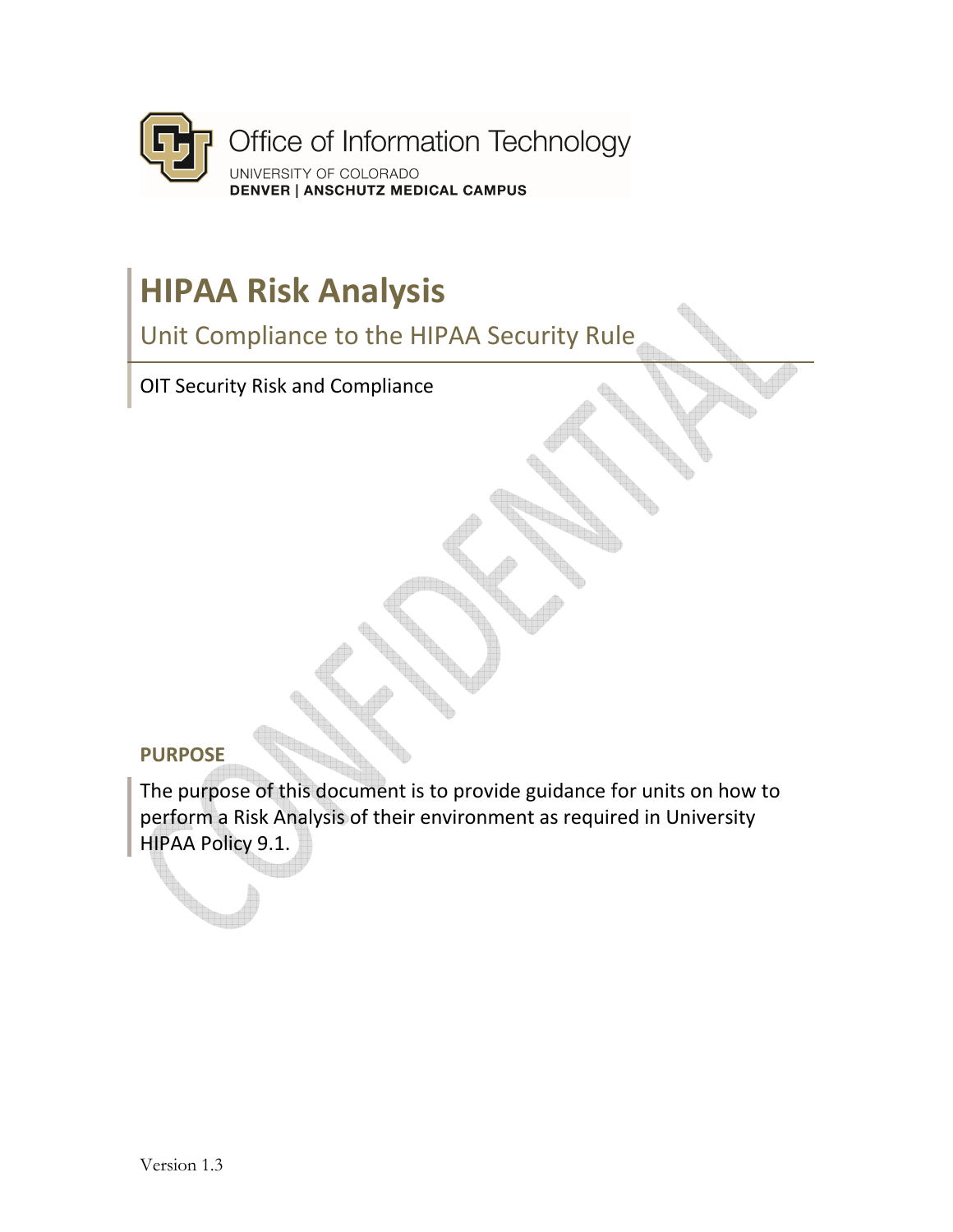Office of Information Technology

UNIVERSITY OF COLORADO
**DENVER | ANSCHUTZ MEDICAL CAMPUS**

# HIPAA Risk Analysis

## Unit Compliance to the HIPAA Security Rule

OIT Security Risk and Compliance

### PURPOSE

The purpose of this document is to provide guidance for units on how to perform a Risk Analysis of their environment as required in University HIPAA Policy 9.1.

Version 1.3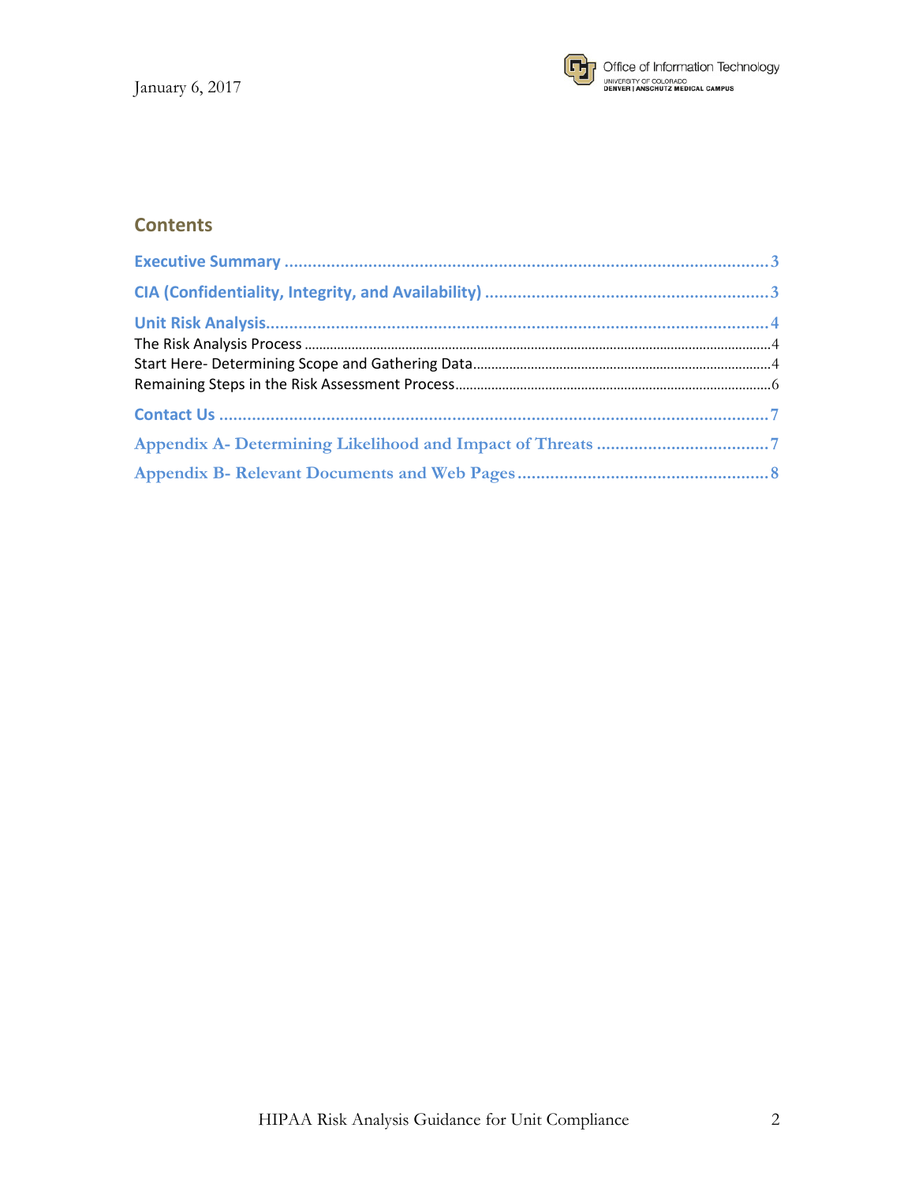January 6, 2017

## Contents

Executive Summary ........................................ 3

CIA (Confidentiality, Integrity, and Availability) ........................................ 3

Unit Risk Analysis ........................................ 4

- The Risk Analysis Process ........................................ 4
- Start Here- Determining Scope and Gathering Data ........................................ 4
- Remaining Steps in the Risk Assessment Process ........................................ 6

Contact Us ........................................ 7

Appendix A- Determining Likelihood and Impact of Threats ........................................ 7

Appendix B- Relevant Documents and Web Pages ........................................ 8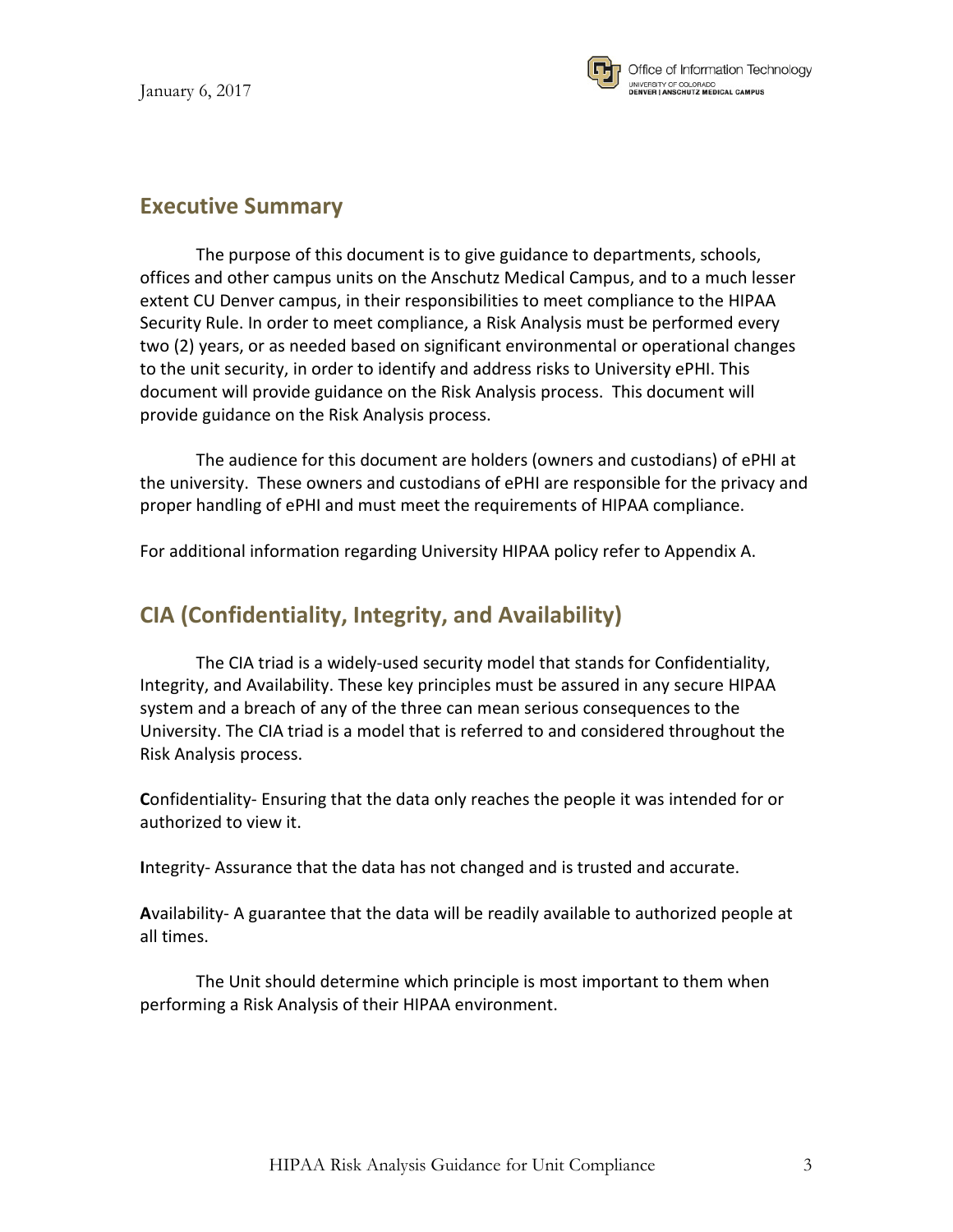## Executive Summary

The purpose of this document is to give guidance to departments, schools, offices and other campus units on the Anschutz Medical Campus, and to a much lesser extent CU Denver campus, in their responsibilities to meet compliance to the HIPAA Security Rule. In order to meet compliance, a Risk Analysis must be performed every two (2) years, or as needed based on significant environmental or operational changes to the unit security, in order to identify and address risks to University ePHI. This document will provide guidance on the Risk Analysis process. This document will provide guidance on the Risk Analysis process.

The audience for this document are holders (owners and custodians) of ePHI at the university. These owners and custodians of ePHI are responsible for the privacy and proper handling of ePHI and must meet the requirements of HIPAA compliance.

For additional information regarding University HIPAA policy refer to Appendix A.

## CIA (Confidentiality, Integrity, and Availability)

The CIA triad is a widely-used security model that stands for Confidentiality, Integrity, and Availability. These key principles must be assured in any secure HIPAA system and a breach of any of the three can mean serious consequences to the University. The CIA triad is a model that is referred to and considered throughout the Risk Analysis process.

**C**onfidentiality- Ensuring that the data only reaches the people it was intended for or authorized to view it.

**I**ntegrity- Assurance that the data has not changed and is trusted and accurate.

**A**vailability- A guarantee that the data will be readily available to authorized people at all times.

The Unit should determine which principle is most important to them when performing a Risk Analysis of their HIPAA environment.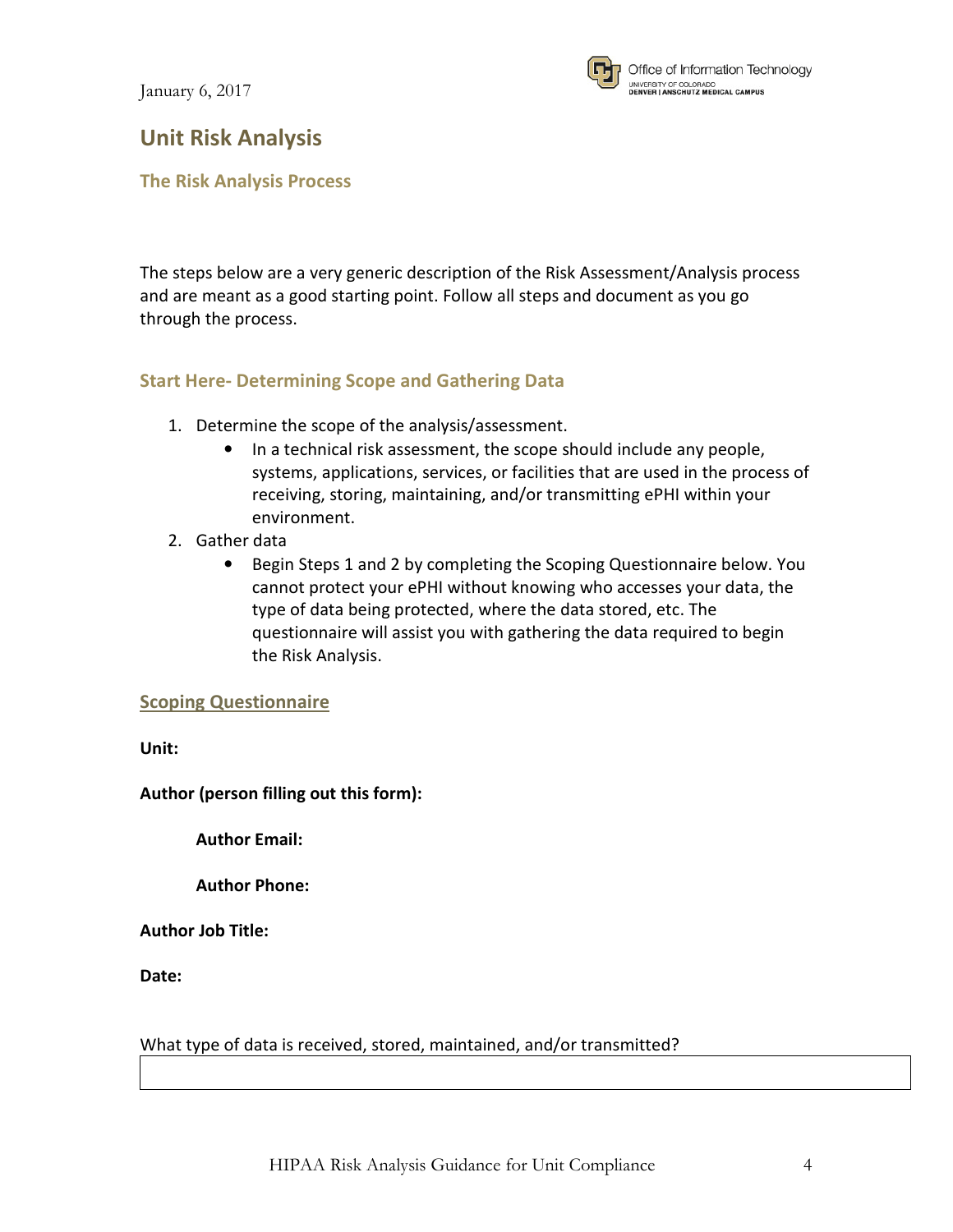## Unit Risk Analysis

### The Risk Analysis Process

The steps below are a very generic description of the Risk Assessment/Analysis process and are meant as a good starting point. Follow all steps and document as you go through the process.

### Start Here- Determining Scope and Gathering Data

1. Determine the scope of the analysis/assessment.
   - In a technical risk assessment, the scope should include any people, systems, applications, services, or facilities that are used in the process of receiving, storing, maintaining, and/or transmitting ePHI within your environment.
2. Gather data
   - Begin Steps 1 and 2 by completing the Scoping Questionnaire below. You cannot protect your ePHI without knowing who accesses your data, the type of data being protected, where the data stored, etc. The questionnaire will assist you with gathering the data required to begin the Risk Analysis.

**Scoping Questionnaire**

**Unit:**

**Author (person filling out this form):**

**Author Email:**

**Author Phone:**

**Author Job Title:**

**Date:**

What type of data is received, stored, maintained, and/or transmitted?

| |
|---|
| |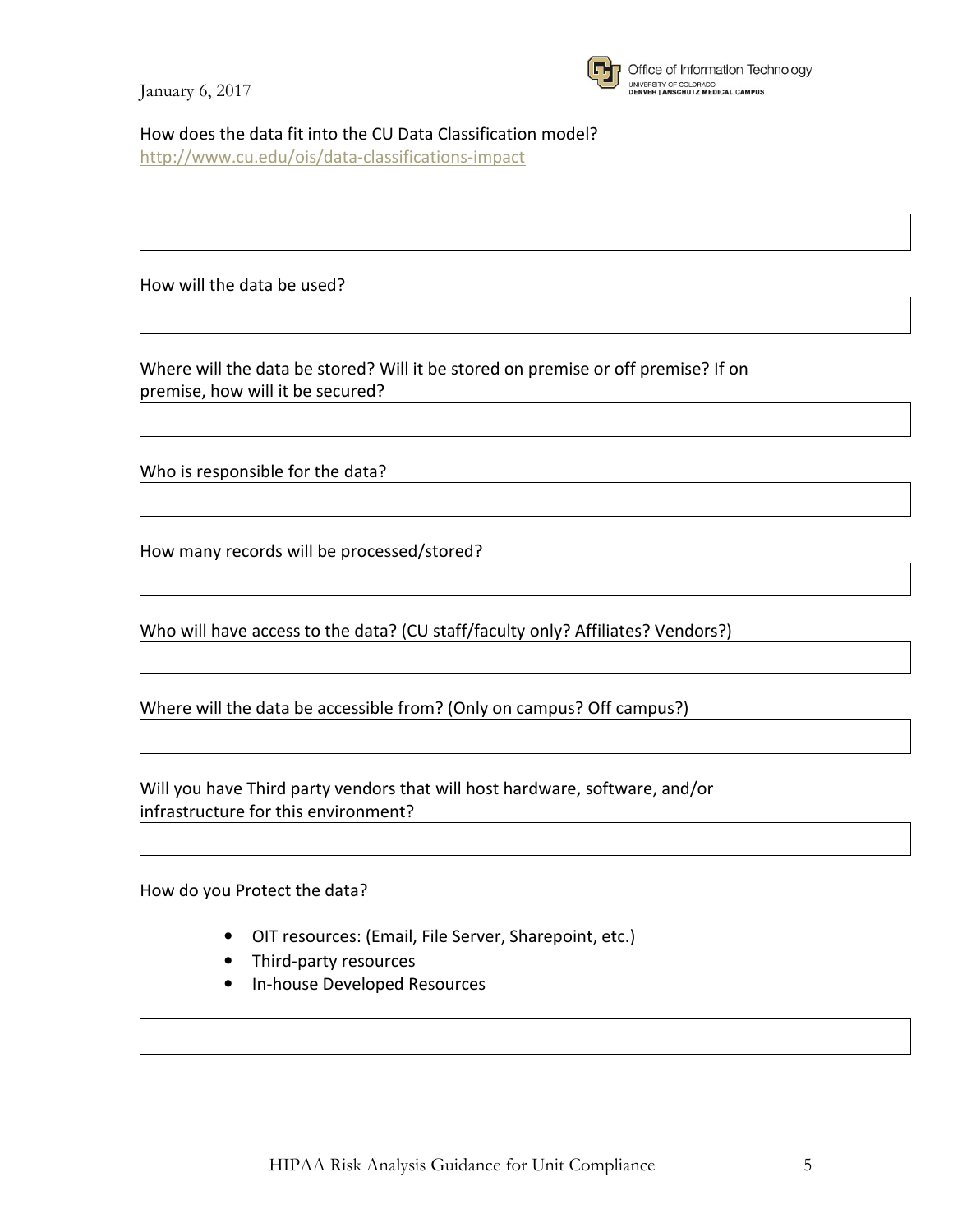How does the data fit into the CU Data Classification model?
http://www.cu.edu/ois/data-classifications-impact

How will the data be used?

Where will the data be stored? Will it be stored on premise or off premise? If on premise, how will it be secured?

Who is responsible for the data?

How many records will be processed/stored?

Who will have access to the data? (CU staff/faculty only? Affiliates? Vendors?)

Where will the data be accessible from? (Only on campus? Off campus?)

Will you have Third party vendors that will host hardware, software, and/or infrastructure for this environment?

How do you Protect the data?

- OIT resources: (Email, File Server, Sharepoint, etc.)
- Third-party resources
- In-house Developed Resources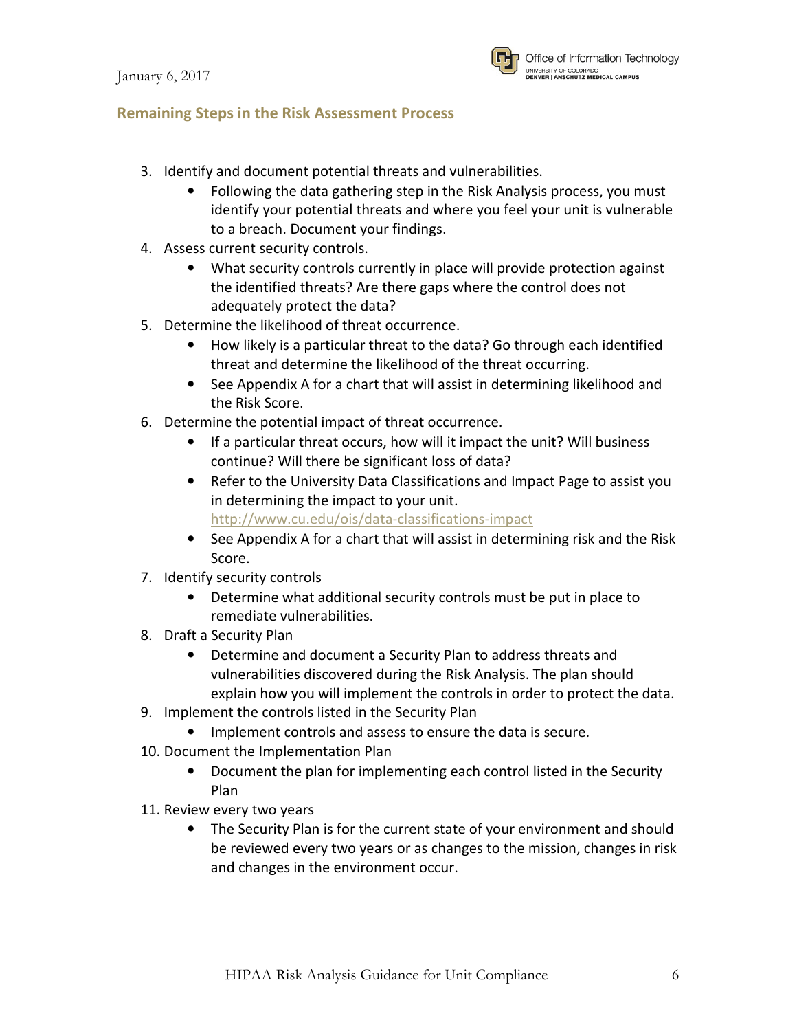## Remaining Steps in the Risk Assessment Process

3. Identify and document potential threats and vulnerabilities.
    - Following the data gathering step in the Risk Analysis process, you must identify your potential threats and where you feel your unit is vulnerable to a breach. Document your findings.
4. Assess current security controls.
    - What security controls currently in place will provide protection against the identified threats? Are there gaps where the control does not adequately protect the data?
5. Determine the likelihood of threat occurrence.
    - How likely is a particular threat to the data? Go through each identified threat and determine the likelihood of the threat occurring.
    - See Appendix A for a chart that will assist in determining likelihood and the Risk Score.
6. Determine the potential impact of threat occurrence.
    - If a particular threat occurs, how will it impact the unit? Will business continue? Will there be significant loss of data?
    - Refer to the University Data Classifications and Impact Page to assist you in determining the impact to your unit. http://www.cu.edu/ois/data-classifications-impact
    - See Appendix A for a chart that will assist in determining risk and the Risk Score.
7. Identify security controls
    - Determine what additional security controls must be put in place to remediate vulnerabilities.
8. Draft a Security Plan
    - Determine and document a Security Plan to address threats and vulnerabilities discovered during the Risk Analysis. The plan should explain how you will implement the controls in order to protect the data.
9. Implement the controls listed in the Security Plan
    - Implement controls and assess to ensure the data is secure.
10. Document the Implementation Plan
    - Document the plan for implementing each control listed in the Security Plan
11. Review every two years
    - The Security Plan is for the current state of your environment and should be reviewed every two years or as changes to the mission, changes in risk and changes in the environment occur.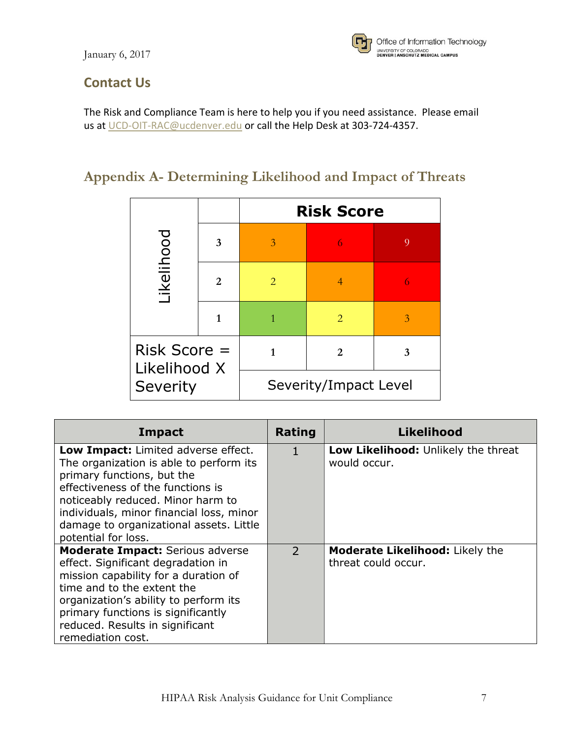## Contact Us

The Risk and Compliance Team is here to help you if you need assistance. Please email us at UCD-OIT-RAC@ucdenver.edu or call the Help Desk at 303-724-4357.

## Appendix A- Determining Likelihood and Impact of Threats

| Likelihood | | Risk Score | | |
|---|---|---|---|---|
| | 3 | 3 | 6 | 9 |
| | 2 | 2 | 4 | 6 |
| | 1 | 1 | 2 | 3 |
| Risk Score = Likelihood X Severity | | 1 | 2 | 3 |
| | | Severity/Impact Level | | |

| Impact | Rating | Likelihood |
|---|---|---|
| **Low Impact:** Limited adverse effect. The organization is able to perform its primary functions, but the effectiveness of the functions is noticeably reduced. Minor harm to individuals, minor financial loss, minor damage to organizational assets. Little potential for loss. | 1 | **Low Likelihood:** Unlikely the threat would occur. |
| **Moderate Impact:** Serious adverse effect. Significant degradation in mission capability for a duration of time and to the extent the organization's ability to perform its primary functions is significantly reduced. Results in significant remediation cost. | 2 | **Moderate Likelihood:** Likely the threat could occur. |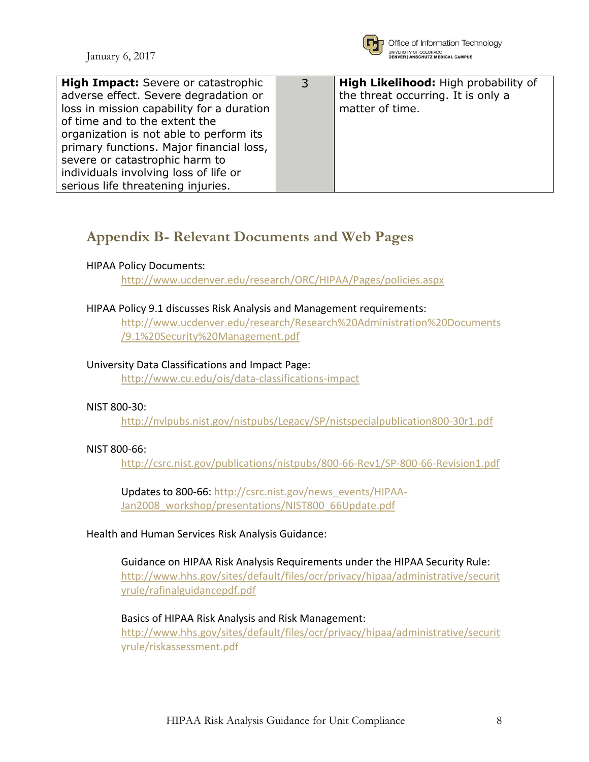| | | |
|---|---|---|
| **High Impact:** Severe or catastrophic adverse effect. Severe degradation or loss in mission capability for a duration of time and to the extent the organization is not able to perform its primary functions. Major financial loss, severe or catastrophic harm to individuals involving loss of life or serious life threatening injuries. | 3 | **High Likelihood:** High probability of the threat occurring. It is only a matter of time. |

## Appendix B- Relevant Documents and Web Pages

HIPAA Policy Documents:

http://www.ucdenver.edu/research/ORC/HIPAA/Pages/policies.aspx

HIPAA Policy 9.1 discusses Risk Analysis and Management requirements:

http://www.ucdenver.edu/research/Research%20Administration%20Documents/9.1%20Security%20Management.pdf

University Data Classifications and Impact Page:

http://www.cu.edu/ois/data-classifications-impact

NIST 800-30:

http://nvlpubs.nist.gov/nistpubs/Legacy/SP/nistspecialpublication800-30r1.pdf

NIST 800-66:

http://csrc.nist.gov/publications/nistpubs/800-66-Rev1/SP-800-66-Revision1.pdf

Updates to 800-66: http://csrc.nist.gov/news_events/HIPAA-Jan2008_workshop/presentations/NIST800_66Update.pdf

Health and Human Services Risk Analysis Guidance:

Guidance on HIPAA Risk Analysis Requirements under the HIPAA Security Rule:
http://www.hhs.gov/sites/default/files/ocr/privacy/hipaa/administrative/securityrule/rafinalguidancepdf.pdf

Basics of HIPAA Risk Analysis and Risk Management:
http://www.hhs.gov/sites/default/files/ocr/privacy/hipaa/administrative/securityrule/riskassessment.pdf